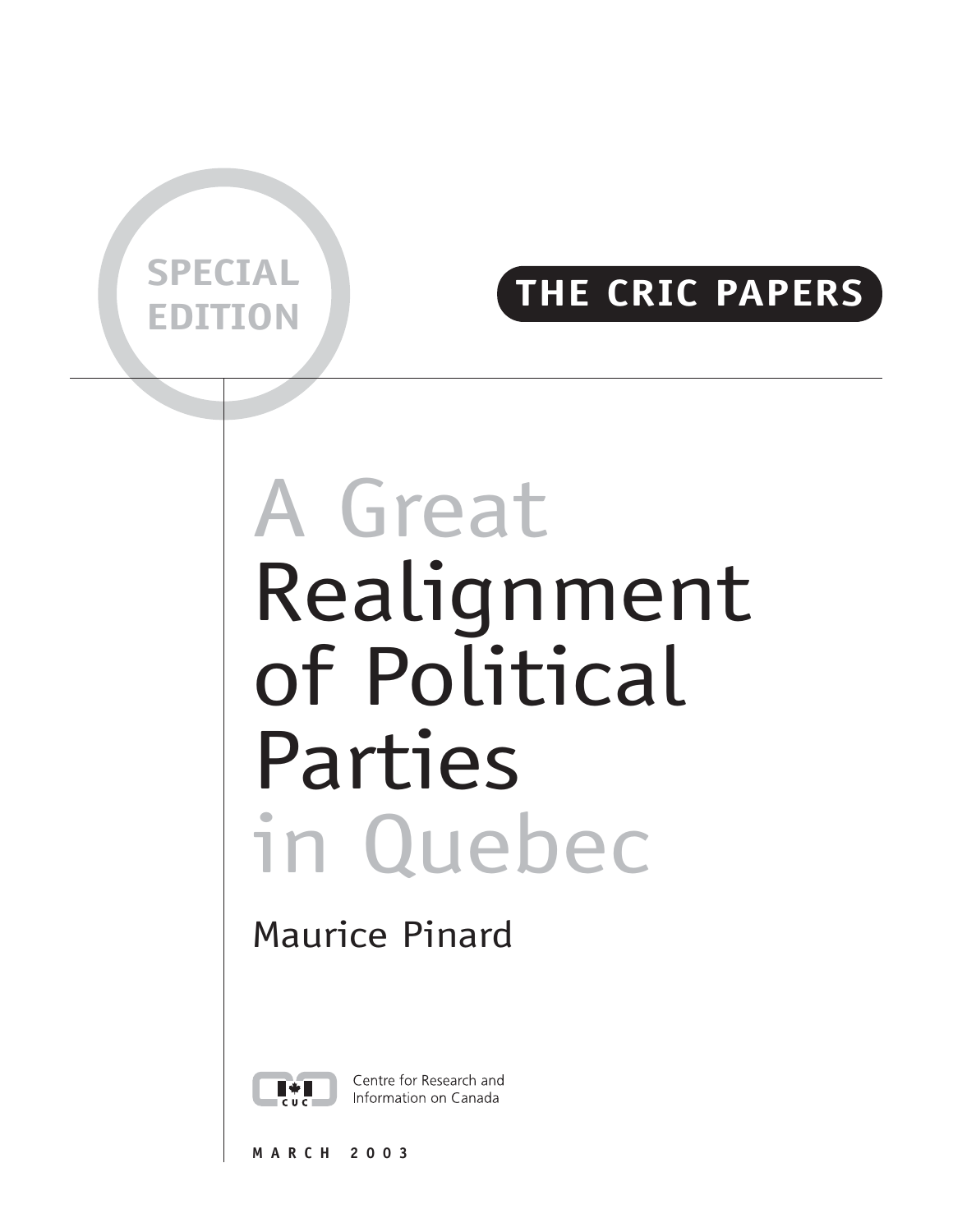SPECIAL EDITION

THE CRIC PAPERS

# A Great Realignment of Political Parties in Quebec

Maurice Pinard

Centre for Research and Information on Canada

MARCH 2003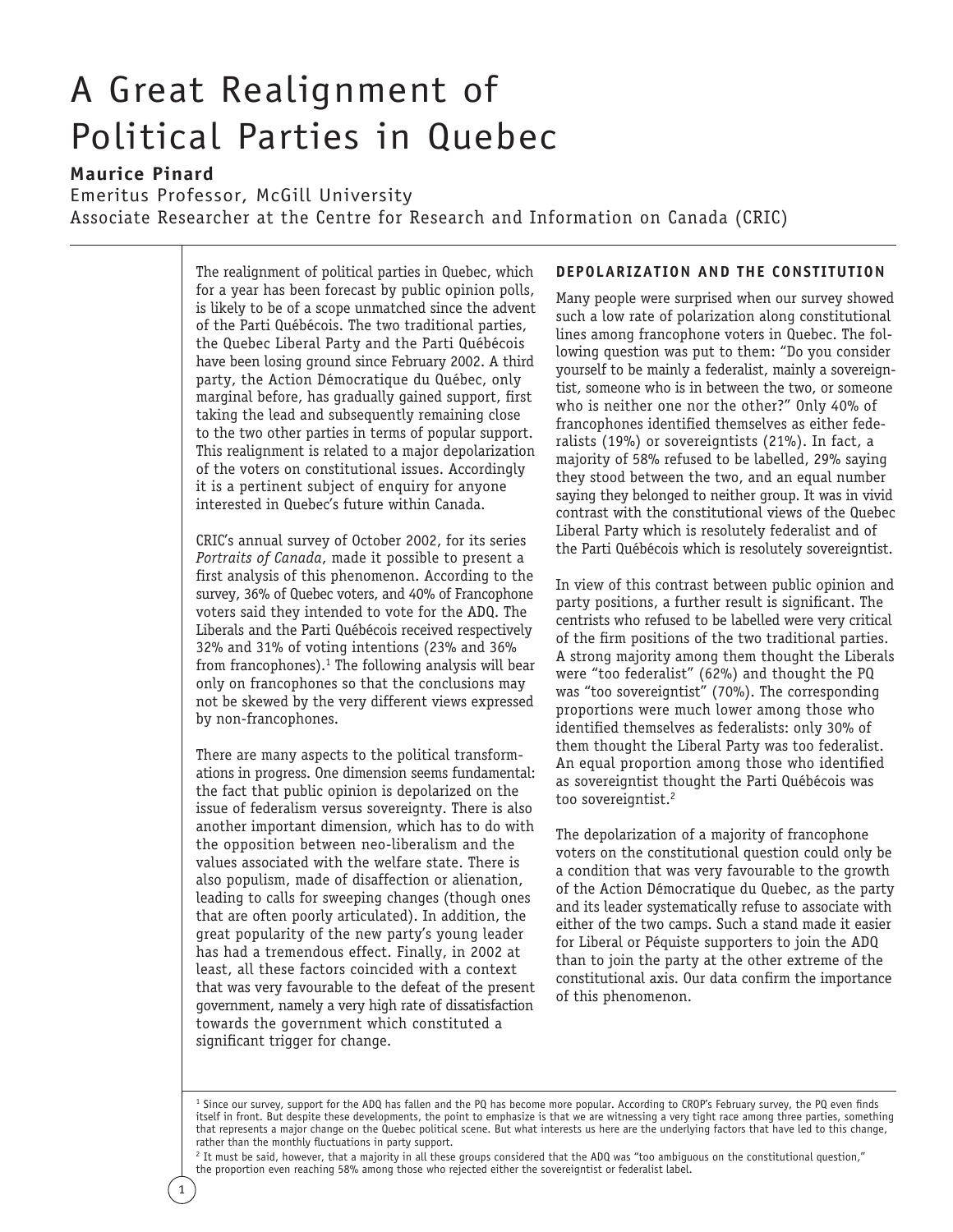# A Great Realignment of Political Parties in Quebec

**Maurice Pinard**

Emeritus Professor, McGill University
Associate Researcher at the Centre for Research and Information on Canada (CRIC)

The realignment of political parties in Quebec, which for a year has been forecast by public opinion polls, is likely to be of a scope unmatched since the advent of the Parti Québécois. The two traditional parties, the Quebec Liberal Party and the Parti Québécois have been losing ground since February 2002. A third party, the Action Démocratique du Québec, only marginal before, has gradually gained support, first taking the lead and subsequently remaining close to the two other parties in terms of popular support. This realignment is related to a major depolarization of the voters on constitutional issues. Accordingly it is a pertinent subject of enquiry for anyone interested in Quebec's future within Canada.

CRIC's annual survey of October 2002, for its series *Portraits of Canada*, made it possible to present a first analysis of this phenomenon. According to the survey, 36% of Quebec voters, and 40% of Francophone voters said they intended to vote for the ADQ. The Liberals and the Parti Québécois received respectively 32% and 31% of voting intentions (23% and 36% from francophones).[1] The following analysis will bear only on francophones so that the conclusions may not be skewed by the very different views expressed by non-francophones.

There are many aspects to the political transformations in progress. One dimension seems fundamental: the fact that public opinion is depolarized on the issue of federalism versus sovereignty. There is also another important dimension, which has to do with the opposition between neo-liberalism and the values associated with the welfare state. There is also populism, made of disaffection or alienation, leading to calls for sweeping changes (though ones that are often poorly articulated). In addition, the great popularity of the new party's young leader has had a tremendous effect. Finally, in 2002 at least, all these factors coincided with a context that was very favourable to the defeat of the present government, namely a very high rate of dissatisfaction towards the government which constituted a significant trigger for change.

## DEPOLARIZATION AND THE CONSTITUTION

Many people were surprised when our survey showed such a low rate of polarization along constitutional lines among francophone voters in Quebec. The following question was put to them: "Do you consider yourself to be mainly a federalist, mainly a sovereigntist, someone who is in between the two, or someone who is neither one nor the other?" Only 40% of francophones identified themselves as either federalists (19%) or sovereigntists (21%). In fact, a majority of 58% refused to be labelled, 29% saying they stood between the two, and an equal number saying they belonged to neither group. It was in vivid contrast with the constitutional views of the Quebec Liberal Party which is resolutely federalist and of the Parti Québécois which is resolutely sovereigntist.

In view of this contrast between public opinion and party positions, a further result is significant. The centrists who refused to be labelled were very critical of the firm positions of the two traditional parties. A strong majority among them thought the Liberals were "too federalist" (62%) and thought the PQ was "too sovereigntist" (70%). The corresponding proportions were much lower among those who identified themselves as federalists: only 30% of them thought the Liberal Party was too federalist. An equal proportion among those who identified as sovereigntist thought the Parti Québécois was too sovereigntist.[2]

The depolarization of a majority of francophone voters on the constitutional question could only be a condition that was very favourable to the growth of the Action Démocratique du Quebec, as the party and its leader systematically refuse to associate with either of the two camps. Such a stand made it easier for Liberal or Péquiste supporters to join the ADQ than to join the party at the other extreme of the constitutional axis. Our data confirm the importance of this phenomenon.

---

[1] Since our survey, support for the ADQ has fallen and the PQ has become more popular. According to CROP's February survey, the PQ even finds itself in front. But despite these developments, the point to emphasize is that we are witnessing a very tight race among three parties, something that represents a major change on the Quebec political scene. But what interests us here are the underlying factors that have led to this change, rather than the monthly fluctuations in party support.

[2] It must be said, however, that a majority in all these groups considered that the ADQ was "too ambiguous on the constitutional question," the proportion even reaching 58% among those who rejected either the sovereigntist or federalist label.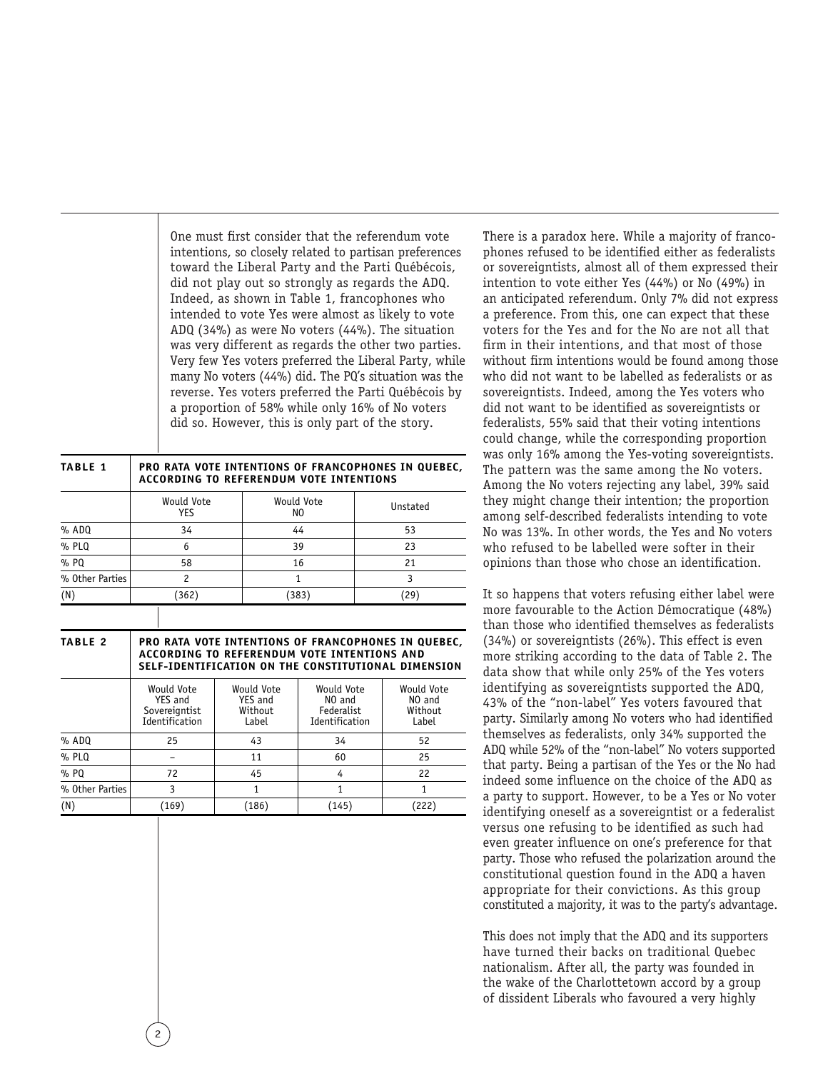One must first consider that the referendum vote intentions, so closely related to partisan preferences toward the Liberal Party and the Parti Québécois, did not play out so strongly as regards the ADQ. Indeed, as shown in Table 1, francophones who intended to vote Yes were almost as likely to vote ADQ (34%) as were No voters (44%). The situation was very different as regards the other two parties. Very few Yes voters preferred the Liberal Party, while many No voters (44%) did. The PQ's situation was the reverse. Yes voters preferred the Parti Québécois by a proportion of 58% while only 16% of No voters did so. However, this is only part of the story.

**TABLE 1 PRO RATA VOTE INTENTIONS OF FRANCOPHONES IN QUEBEC, ACCORDING TO REFERENDUM VOTE INTENTIONS**

| | Would Vote YES | Would Vote NO | Unstated |
|---|---|---|---|
| % ADQ | 34 | 44 | 53 |
| % PLQ | 6 | 39 | 23 |
| % PQ | 58 | 16 | 21 |
| % Other Parties | 2 | 1 | 3 |
| (N) | (362) | (383) | (29) |

**TABLE 2 PRO RATA VOTE INTENTIONS OF FRANCOPHONES IN QUEBEC, ACCORDING TO REFERENDUM VOTE INTENTIONS AND SELF-IDENTIFICATION ON THE CONSTITUTIONAL DIMENSION**

| | Would Vote YES and Sovereigntist Identification | Would Vote YES and Without Label | Would Vote NO and Federalist Identification | Would Vote NO and Without Label |
|---|---|---|---|---|
| % ADQ | 25 | 43 | 34 | 52 |
| % PLQ | – | 11 | 60 | 25 |
| % PQ | 72 | 45 | 4 | 22 |
| % Other Parties | 3 | 1 | 1 | 1 |
| (N) | (169) | (186) | (145) | (222) |

There is a paradox here. While a majority of francophones refused to be identified either as federalists or sovereigntists, almost all of them expressed their intention to vote either Yes (44%) or No (49%) in an anticipated referendum. Only 7% did not express a preference. From this, one can expect that these voters for the Yes and for the No are not all that firm in their intentions, and that most of those without firm intentions would be found among those who did not want to be labelled as federalists or as sovereigntists. Indeed, among the Yes voters who did not want to be identified as sovereigntists or federalists, 55% said that their voting intentions could change, while the corresponding proportion was only 16% among the Yes-voting sovereigntists. The pattern was the same among the No voters. Among the No voters rejecting any label, 39% said they might change their intention; the proportion among self-described federalists intending to vote No was 13%. In other words, the Yes and No voters who refused to be labelled were softer in their opinions than those who chose an identification.

It so happens that voters refusing either label were more favourable to the Action Démocratique (48%) than those who identified themselves as federalists (34%) or sovereigntists (26%). This effect is even more striking according to the data of Table 2. The data show that while only 25% of the Yes voters identifying as sovereigntists supported the ADQ, 43% of the "non-label" Yes voters favoured that party. Similarly among No voters who had identified themselves as federalists, only 34% supported the ADQ while 52% of the "non-label" No voters supported that party. Being a partisan of the Yes or the No had indeed some influence on the choice of the ADQ as a party to support. However, to be a Yes or No voter identifying oneself as a sovereigntist or a federalist versus one refusing to be identified as such had even greater influence on one's preference for that party. Those who refused the polarization around the constitutional question found in the ADQ a haven appropriate for their convictions. As this group constituted a majority, it was to the party's advantage.

This does not imply that the ADQ and its supporters have turned their backs on traditional Quebec nationalism. After all, the party was founded in the wake of the Charlottetown accord by a group of dissident Liberals who favoured a very highly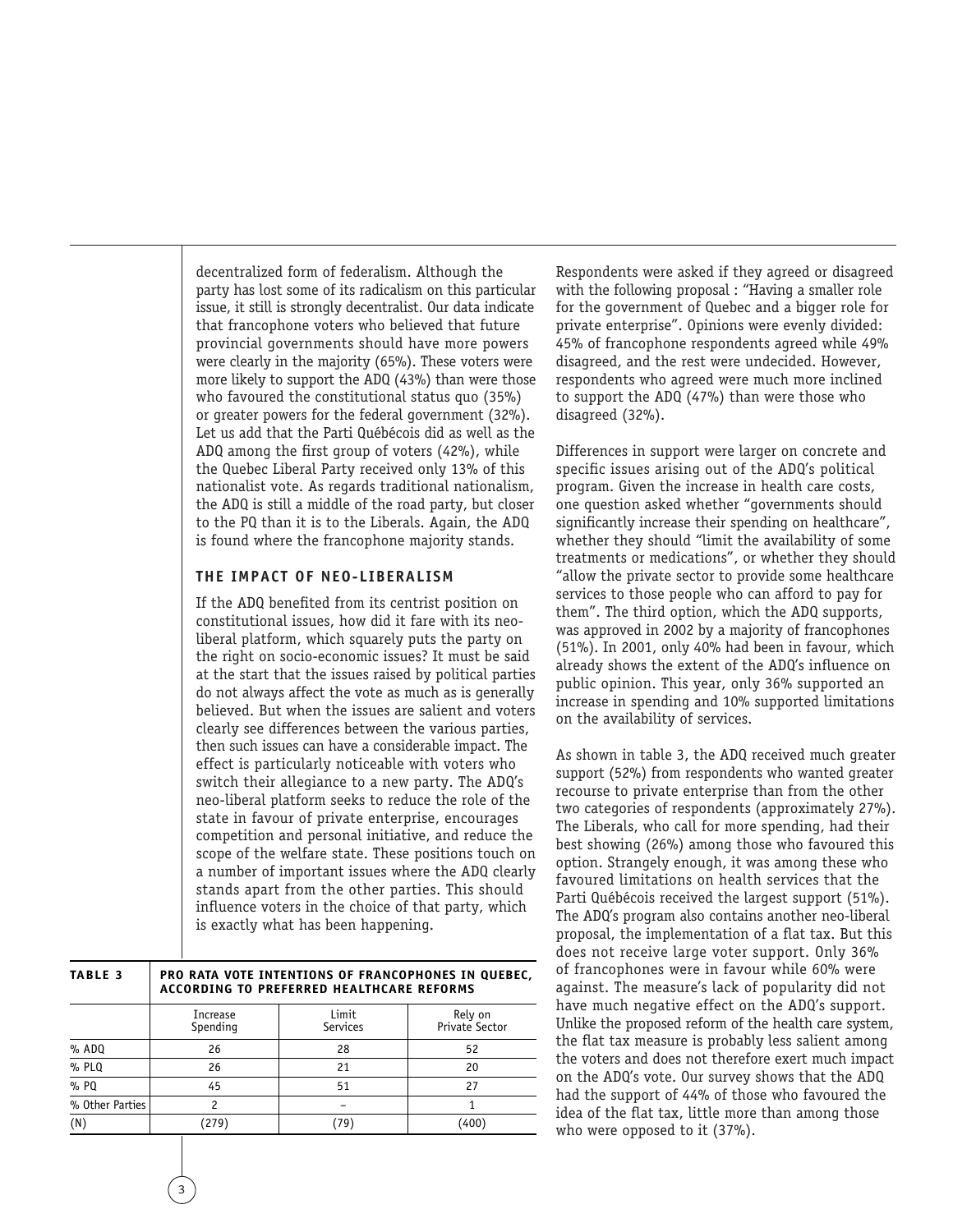decentralized form of federalism. Although the party has lost some of its radicalism on this particular issue, it still is strongly decentralist. Our data indicate that francophone voters who believed that future provincial governments should have more powers were clearly in the majority (65%). These voters were more likely to support the ADQ (43%) than were those who favoured the constitutional status quo (35%) or greater powers for the federal government (32%). Let us add that the Parti Québécois did as well as the ADQ among the first group of voters (42%), while the Quebec Liberal Party received only 13% of this nationalist vote. As regards traditional nationalism, the ADQ is still a middle of the road party, but closer to the PQ than it is to the Liberals. Again, the ADQ is found where the francophone majority stands.

## THE IMPACT OF NEO-LIBERALISM

If the ADQ benefited from its centrist position on constitutional issues, how did it fare with its neo-liberal platform, which squarely puts the party on the right on socio-economic issues? It must be said at the start that the issues raised by political parties do not always affect the vote as much as is generally believed. But when the issues are salient and voters clearly see differences between the various parties, then such issues can have a considerable impact. The effect is particularly noticeable with voters who switch their allegiance to a new party. The ADQ's neo-liberal platform seeks to reduce the role of the state in favour of private enterprise, encourages competition and personal initiative, and reduce the scope of the welfare state. These positions touch on a number of important issues where the ADQ clearly stands apart from the other parties. This should influence voters in the choice of that party, which is exactly what has been happening.

**TABLE 3 — PRO RATA VOTE INTENTIONS OF FRANCOPHONES IN QUEBEC, ACCORDING TO PREFERRED HEALTHCARE REFORMS**

| | Increase Spending | Limit Services | Rely on Private Sector |
|---|---|---|---|
| % ADQ | 26 | 28 | 52 |
| % PLQ | 26 | 21 | 20 |
| % PQ | 45 | 51 | 27 |
| % Other Parties | 2 | – | 1 |
| (N) | (279) | (79) | (400) |

Respondents were asked if they agreed or disagreed with the following proposal : "Having a smaller role for the government of Quebec and a bigger role for private enterprise". Opinions were evenly divided: 45% of francophone respondents agreed while 49% disagreed, and the rest were undecided. However, respondents who agreed were much more inclined to support the ADQ (47%) than were those who disagreed (32%).

Differences in support were larger on concrete and specific issues arising out of the ADQ's political program. Given the increase in health care costs, one question asked whether "governments should significantly increase their spending on healthcare", whether they should "limit the availability of some treatments or medications", or whether they should "allow the private sector to provide some healthcare services to those people who can afford to pay for them". The third option, which the ADQ supports, was approved in 2002 by a majority of francophones (51%). In 2001, only 40% had been in favour, which already shows the extent of the ADQ's influence on public opinion. This year, only 36% supported an increase in spending and 10% supported limitations on the availability of services.

As shown in table 3, the ADQ received much greater support (52%) from respondents who wanted greater recourse to private enterprise than from the other two categories of respondents (approximately 27%). The Liberals, who call for more spending, had their best showing (26%) among those who favoured this option. Strangely enough, it was among these who favoured limitations on health services that the Parti Québécois received the largest support (51%). The ADQ's program also contains another neo-liberal proposal, the implementation of a flat tax. But this does not receive large voter support. Only 36% of francophones were in favour while 60% were against. The measure's lack of popularity did not have much negative effect on the ADQ's support. Unlike the proposed reform of the health care system, the flat tax measure is probably less salient among the voters and does not therefore exert much impact on the ADQ's vote. Our survey shows that the ADQ had the support of 44% of those who favoured the idea of the flat tax, little more than among those who were opposed to it (37%).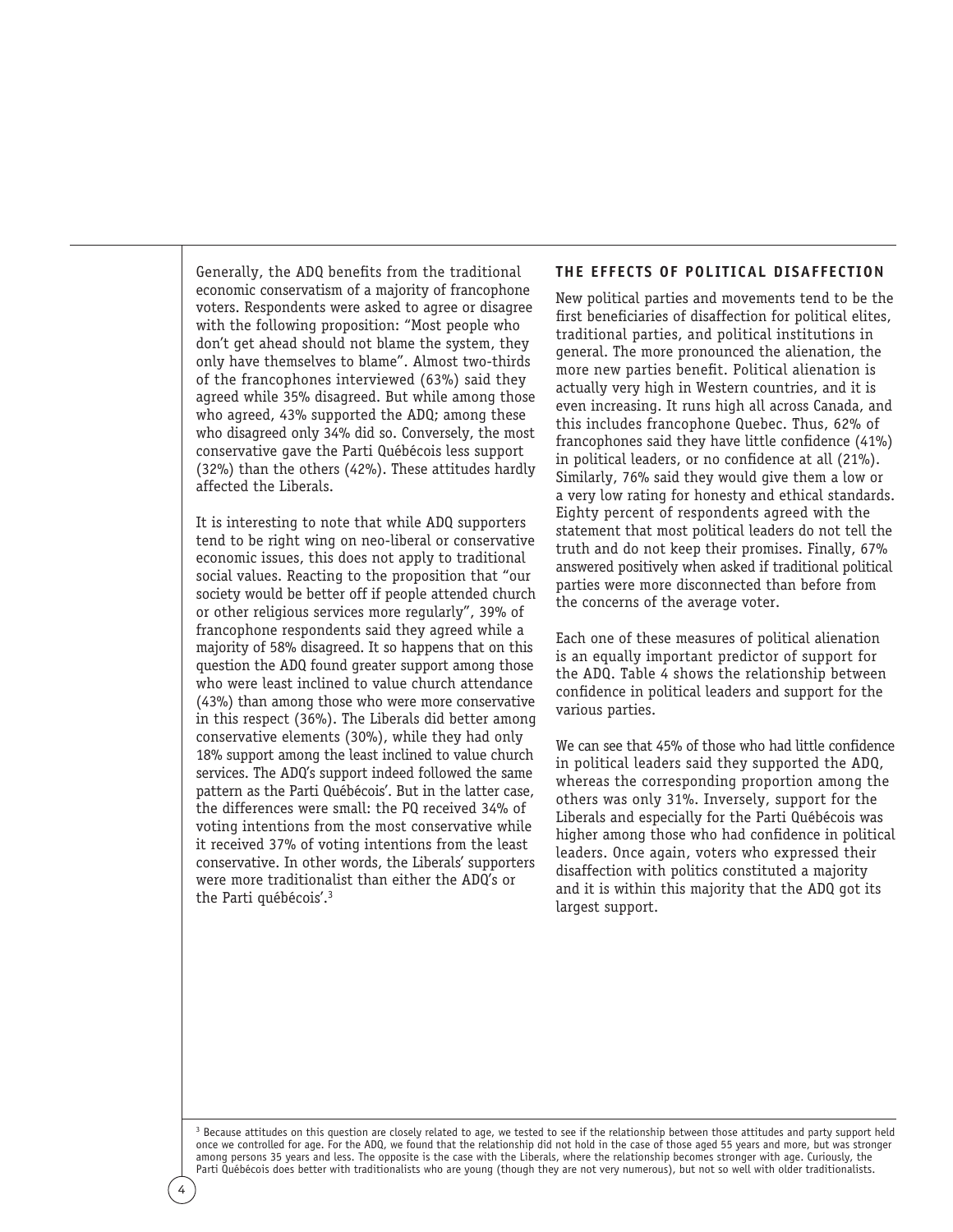Generally, the ADQ benefits from the traditional economic conservatism of a majority of francophone voters. Respondents were asked to agree or disagree with the following proposition: "Most people who don't get ahead should not blame the system, they only have themselves to blame". Almost two-thirds of the francophones interviewed (63%) said they agreed while 35% disagreed. But while among those who agreed, 43% supported the ADQ; among these who disagreed only 34% did so. Conversely, the most conservative gave the Parti Québécois less support (32%) than the others (42%). These attitudes hardly affected the Liberals.

It is interesting to note that while ADQ supporters tend to be right wing on neo-liberal or conservative economic issues, this does not apply to traditional social values. Reacting to the proposition that "our society would be better off if people attended church or other religious services more regularly", 39% of francophone respondents said they agreed while a majority of 58% disagreed. It so happens that on this question the ADQ found greater support among those who were least inclined to value church attendance (43%) than among those who were more conservative in this respect (36%). The Liberals did better among conservative elements (30%), while they had only 18% support among the least inclined to value church services. The ADQ's support indeed followed the same pattern as the Parti Québécois'. But in the latter case, the differences were small: the PQ received 34% of voting intentions from the most conservative while it received 37% of voting intentions from the least conservative. In other words, the Liberals' supporters were more traditionalist than either the ADQ's or the Parti québécois'.[3]

## THE EFFECTS OF POLITICAL DISAFFECTION

New political parties and movements tend to be the first beneficiaries of disaffection for political elites, traditional parties, and political institutions in general. The more pronounced the alienation, the more new parties benefit. Political alienation is actually very high in Western countries, and it is even increasing. It runs high all across Canada, and this includes francophone Quebec. Thus, 62% of francophones said they have little confidence (41%) in political leaders, or no confidence at all (21%). Similarly, 76% said they would give them a low or a very low rating for honesty and ethical standards. Eighty percent of respondents agreed with the statement that most political leaders do not tell the truth and do not keep their promises. Finally, 67% answered positively when asked if traditional political parties were more disconnected than before from the concerns of the average voter.

Each one of these measures of political alienation is an equally important predictor of support for the ADQ. Table 4 shows the relationship between confidence in political leaders and support for the various parties.

We can see that 45% of those who had little confidence in political leaders said they supported the ADQ, whereas the corresponding proportion among the others was only 31%. Inversely, support for the Liberals and especially for the Parti Québécois was higher among those who had confidence in political leaders. Once again, voters who expressed their disaffection with politics constituted a majority and it is within this majority that the ADQ got its largest support.

---

[3] Because attitudes on this question are closely related to age, we tested to see if the relationship between those attitudes and party support held once we controlled for age. For the ADQ, we found that the relationship did not hold in the case of those aged 55 years and more, but was stronger among persons 35 years and less. The opposite is the case with the Liberals, where the relationship becomes stronger with age. Curiously, the Parti Québécois does better with traditionalists who are young (though they are not very numerous), but not so well with older traditionalists.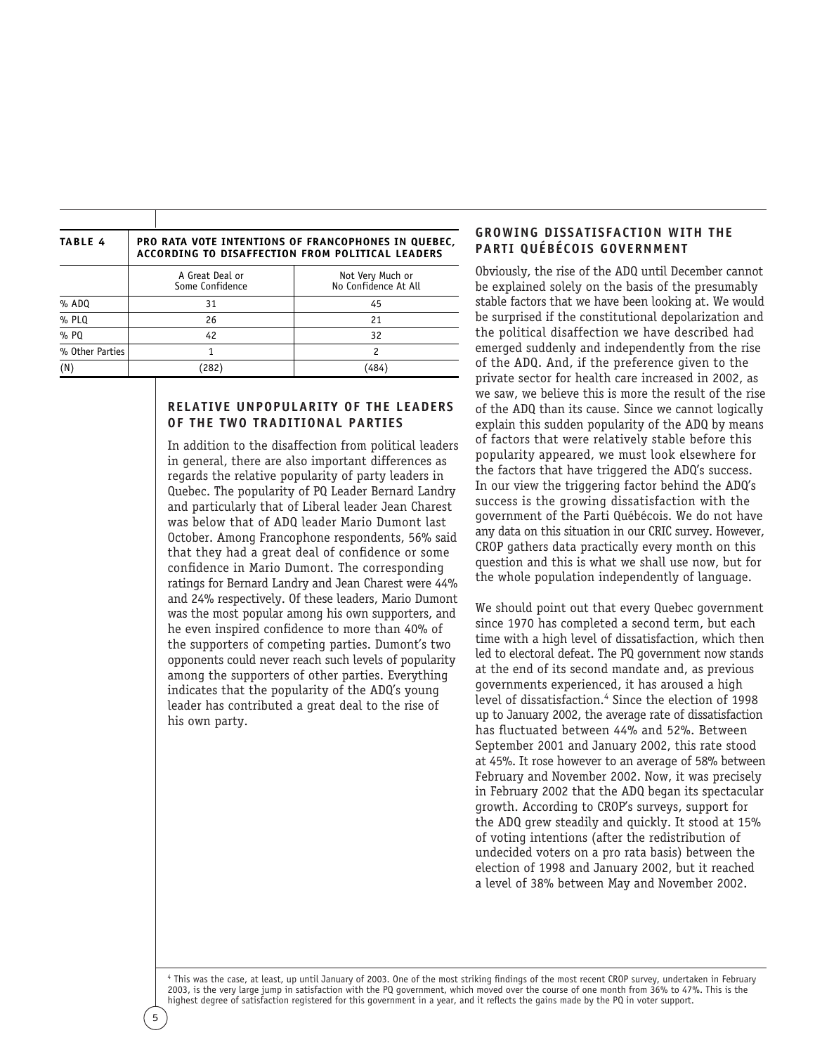**TABLE 4** PRO RATA VOTE INTENTIONS OF FRANCOPHONES IN QUEBEC, ACCORDING TO DISAFFECTION FROM POLITICAL LEADERS

| | A Great Deal or Some Confidence | Not Very Much or No Confidence At All |
|---|---|---|
| % ADQ | 31 | 45 |
| % PLQ | 26 | 21 |
| % PQ | 42 | 32 |
| % Other Parties | 1 | 2 |
| (N) | (282) | (484) |

## RELATIVE UNPOPULARITY OF THE LEADERS OF THE TWO TRADITIONAL PARTIES

In addition to the disaffection from political leaders in general, there are also important differences as regards the relative popularity of party leaders in Quebec. The popularity of PQ Leader Bernard Landry and particularly that of Liberal leader Jean Charest was below that of ADQ leader Mario Dumont last October. Among Francophone respondents, 56% said that they had a great deal of confidence or some confidence in Mario Dumont. The corresponding ratings for Bernard Landry and Jean Charest were 44% and 24% respectively. Of these leaders, Mario Dumont was the most popular among his own supporters, and he even inspired confidence to more than 40% of the supporters of competing parties. Dumont's two opponents could never reach such levels of popularity among the supporters of other parties. Everything indicates that the popularity of the ADQ's young leader has contributed a great deal to the rise of his own party.

## GROWING DISSATISFACTION WITH THE PARTI QUÉBÉCOIS GOVERNMENT

Obviously, the rise of the ADQ until December cannot be explained solely on the basis of the presumably stable factors that we have been looking at. We would be surprised if the constitutional depolarization and the political disaffection we have described had emerged suddenly and independently from the rise of the ADQ. And, if the preference given to the private sector for health care increased in 2002, as we saw, we believe this is more the result of the rise of the ADQ than its cause. Since we cannot logically explain this sudden popularity of the ADQ by means of factors that were relatively stable before this popularity appeared, we must look elsewhere for the factors that have triggered the ADQ's success. In our view the triggering factor behind the ADQ's success is the growing dissatisfaction with the government of the Parti Québécois. We do not have any data on this situation in our CRIC survey. However, CROP gathers data practically every month on this question and this is what we shall use now, but for the whole population independently of language.

We should point out that every Quebec government since 1970 has completed a second term, but each time with a high level of dissatisfaction, which then led to electoral defeat. The PQ government now stands at the end of its second mandate and, as previous governments experienced, it has aroused a high level of dissatisfaction.[4] Since the election of 1998 up to January 2002, the average rate of dissatisfaction has fluctuated between 44% and 52%. Between September 2001 and January 2002, this rate stood at 45%. It rose however to an average of 58% between February and November 2002. Now, it was precisely in February 2002 that the ADQ began its spectacular growth. According to CROP's surveys, support for the ADQ grew steadily and quickly. It stood at 15% of voting intentions (after the redistribution of undecided voters on a pro rata basis) between the election of 1998 and January 2002, but it reached a level of 38% between May and November 2002.

[4] This was the case, at least, up until January of 2003. One of the most striking findings of the most recent CROP survey, undertaken in February 2003, is the very large jump in satisfaction with the PQ government, which moved over the course of one month from 36% to 47%. This is the highest degree of satisfaction registered for this government in a year, and it reflects the gains made by the PQ in voter support.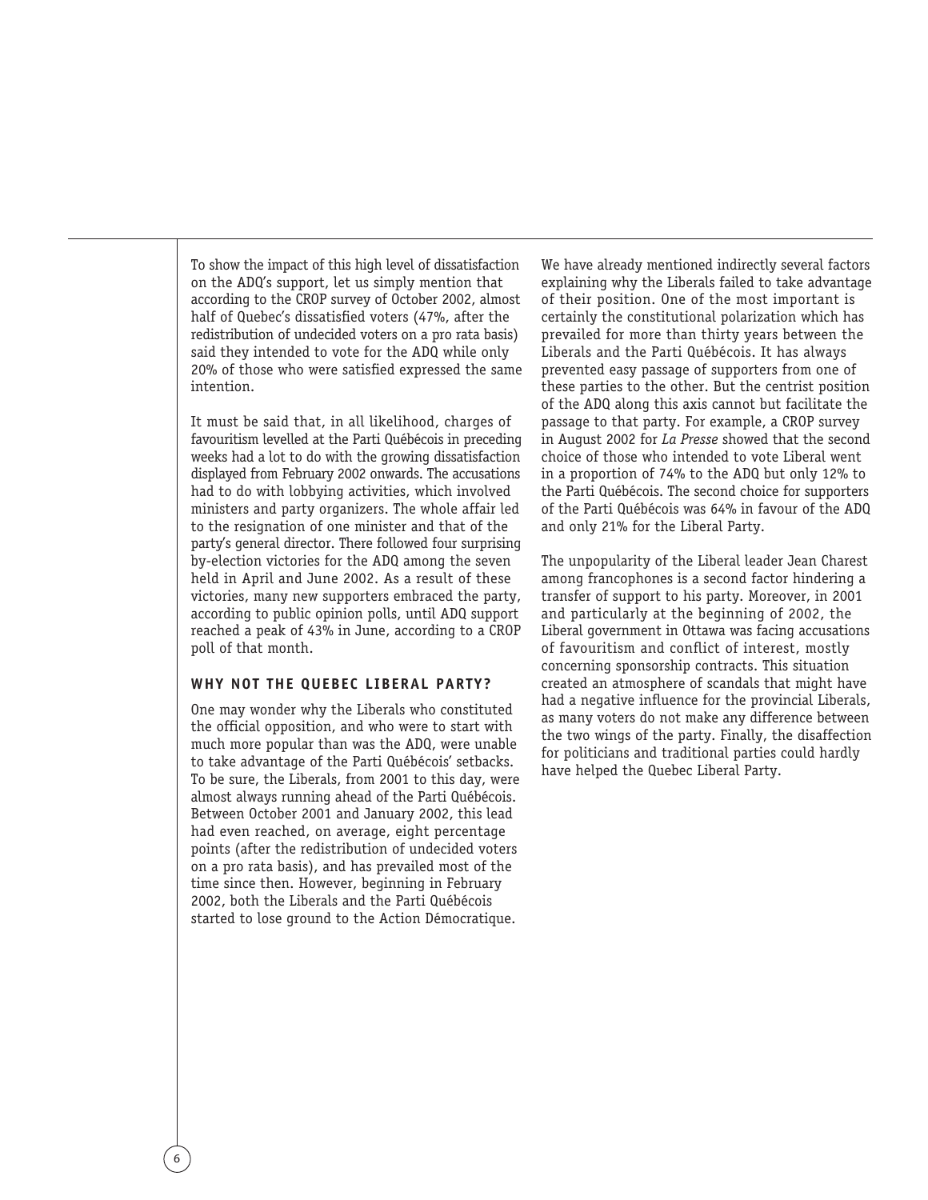To show the impact of this high level of dissatisfaction on the ADQ's support, let us simply mention that according to the CROP survey of October 2002, almost half of Quebec's dissatisfied voters (47%, after the redistribution of undecided voters on a pro rata basis) said they intended to vote for the ADQ while only 20% of those who were satisfied expressed the same intention.

It must be said that, in all likelihood, charges of favouritism levelled at the Parti Québécois in preceding weeks had a lot to do with the growing dissatisfaction displayed from February 2002 onwards. The accusations had to do with lobbying activities, which involved ministers and party organizers. The whole affair led to the resignation of one minister and that of the party's general director. There followed four surprising by-election victories for the ADQ among the seven held in April and June 2002. As a result of these victories, many new supporters embraced the party, according to public opinion polls, until ADQ support reached a peak of 43% in June, according to a CROP poll of that month.

## WHY NOT THE QUEBEC LIBERAL PARTY?

One may wonder why the Liberals who constituted the official opposition, and who were to start with much more popular than was the ADQ, were unable to take advantage of the Parti Québécois' setbacks. To be sure, the Liberals, from 2001 to this day, were almost always running ahead of the Parti Québécois. Between October 2001 and January 2002, this lead had even reached, on average, eight percentage points (after the redistribution of undecided voters on a pro rata basis), and has prevailed most of the time since then. However, beginning in February 2002, both the Liberals and the Parti Québécois started to lose ground to the Action Démocratique.

We have already mentioned indirectly several factors explaining why the Liberals failed to take advantage of their position. One of the most important is certainly the constitutional polarization which has prevailed for more than thirty years between the Liberals and the Parti Québécois. It has always prevented easy passage of supporters from one of these parties to the other. But the centrist position of the ADQ along this axis cannot but facilitate the passage to that party. For example, a CROP survey in August 2002 for *La Presse* showed that the second choice of those who intended to vote Liberal went in a proportion of 74% to the ADQ but only 12% to the Parti Québécois. The second choice for supporters of the Parti Québécois was 64% in favour of the ADQ and only 21% for the Liberal Party.

The unpopularity of the Liberal leader Jean Charest among francophones is a second factor hindering a transfer of support to his party. Moreover, in 2001 and particularly at the beginning of 2002, the Liberal government in Ottawa was facing accusations of favouritism and conflict of interest, mostly concerning sponsorship contracts. This situation created an atmosphere of scandals that might have had a negative influence for the provincial Liberals, as many voters do not make any difference between the two wings of the party. Finally, the disaffection for politicians and traditional parties could hardly have helped the Quebec Liberal Party.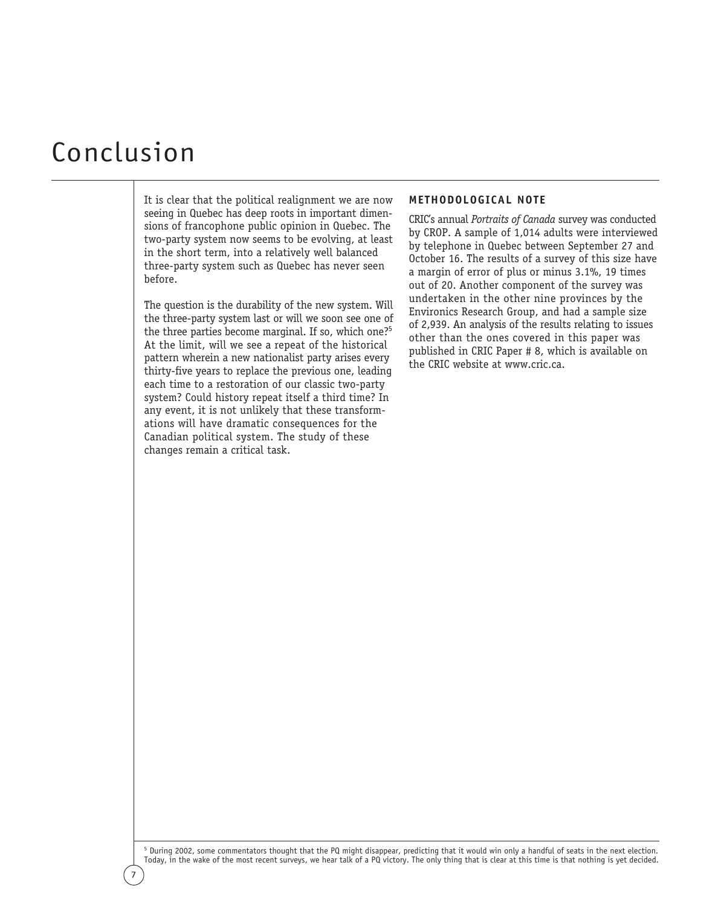# Conclusion

It is clear that the political realignment we are now seeing in Quebec has deep roots in important dimensions of francophone public opinion in Quebec. The two-party system now seems to be evolving, at least in the short term, into a relatively well balanced three-party system such as Quebec has never seen before.

The question is the durability of the new system. Will the three-party system last or will we soon see one of the three parties become marginal. If so, which one?[5] At the limit, will we see a repeat of the historical pattern wherein a new nationalist party arises every thirty-five years to replace the previous one, leading each time to a restoration of our classic two-party system? Could history repeat itself a third time? In any event, it is not unlikely that these transformations will have dramatic consequences for the Canadian political system. The study of these changes remain a critical task.

## METHODOLOGICAL NOTE

CRIC's annual *Portraits of Canada* survey was conducted by CROP. A sample of 1,014 adults were interviewed by telephone in Quebec between September 27 and October 16. The results of a survey of this size have a margin of error of plus or minus 3.1%, 19 times out of 20. Another component of the survey was undertaken in the other nine provinces by the Environics Research Group, and had a sample size of 2,939. An analysis of the results relating to issues other than the ones covered in this paper was published in CRIC Paper # 8, which is available on the CRIC website at www.cric.ca.

[5] During 2002, some commentators thought that the PQ might disappear, predicting that it would win only a handful of seats in the next election. Today, in the wake of the most recent surveys, we hear talk of a PQ victory. The only thing that is clear at this time is that nothing is yet decided.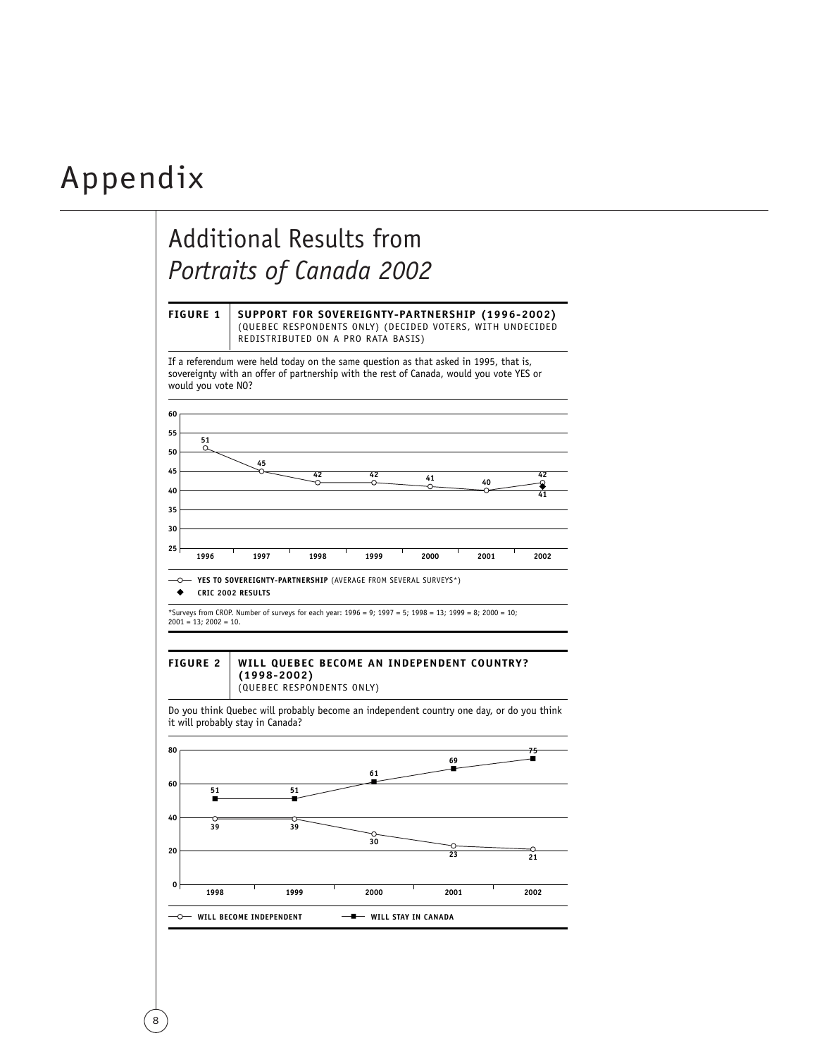# Appendix

## Additional Results from *Portraits of Canada 2002*

**FIGURE 1** **SUPPORT FOR SOVEREIGNTY-PARTNERSHIP (1996-2002)**
(QUEBEC RESPONDENTS ONLY) (DECIDED VOTERS, WITH UNDECIDED REDISTRIBUTED ON A PRO RATA BASIS)

If a referendum were held today on the same question as that asked in 1995, that is, sovereignty with an offer of partnership with the rest of Canada, would you vote YES or would you vote NO?

| | 1996 | 1997 | 1998 | 1999 | 2000 | 2001 | 2002 |
|---|---|---|---|---|---|---|---|
| YES TO SOVEREIGNTY-PARTNERSHIP (AVERAGE FROM SEVERAL SURVEYS*) | 51 | 45 | 42 | 42 | 41 | 40 | 42 |
| CRIC 2002 RESULTS | | | | | | | 41 |

*Surveys from CROP. Number of surveys for each year: 1996 = 9; 1997 = 5; 1998 = 13; 1999 = 8; 2000 = 10; 2001 = 13; 2002 = 10.

**FIGURE 2** **WILL QUEBEC BECOME AN INDEPENDENT COUNTRY? (1998-2002)**
(QUEBEC RESPONDENTS ONLY)

Do you think Quebec will probably become an independent country one day, or do you think it will probably stay in Canada?

| | 1998 | 1999 | 2000 | 2001 | 2002 |
|---|---|---|---|---|---|
| WILL BECOME INDEPENDENT | 39 | 39 | 30 | 23 | 21 |
| WILL STAY IN CANADA | 51 | 51 | 61 | 69 | 75 |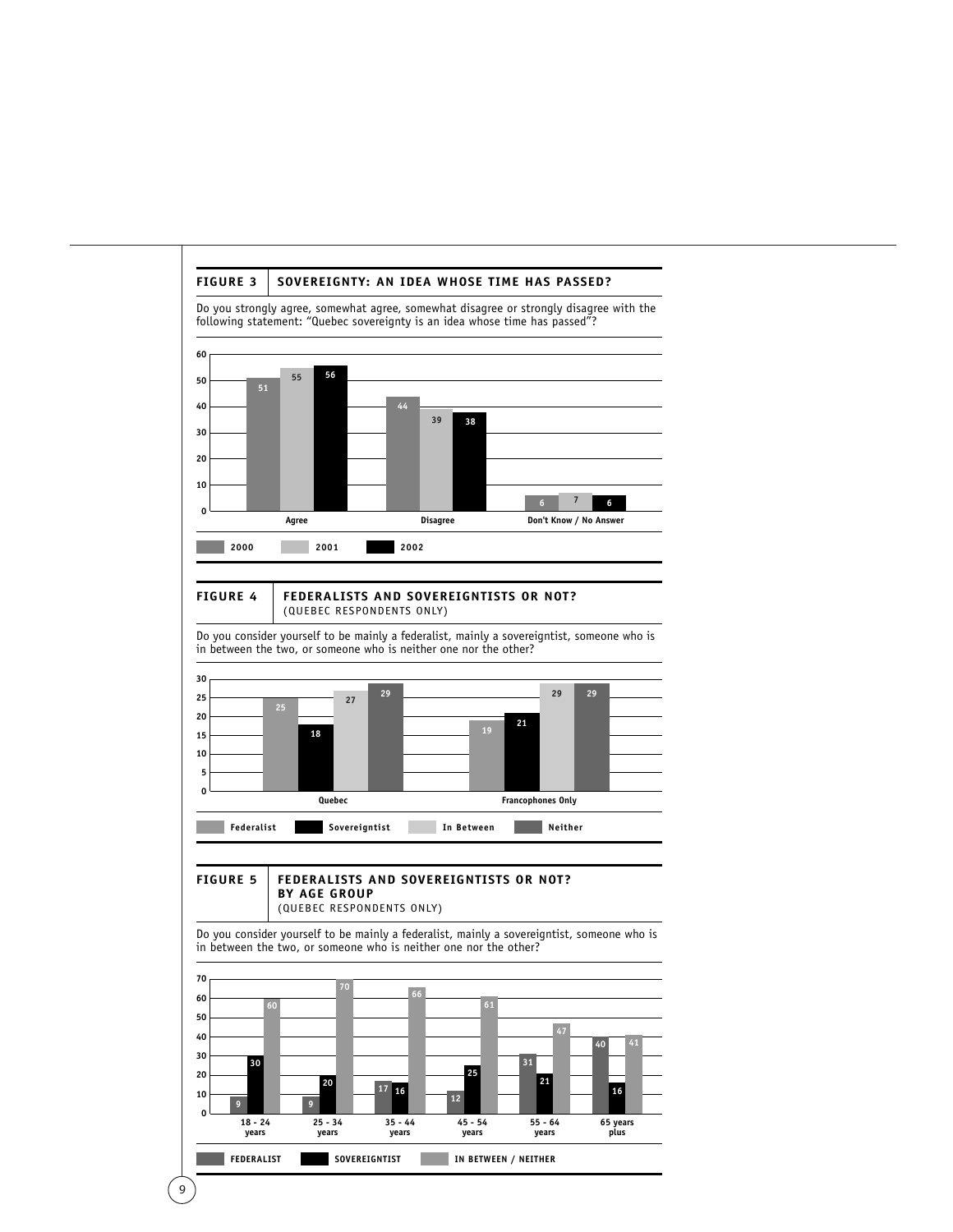**FIGURE 3** | **SOVEREIGNTY: AN IDEA WHOSE TIME HAS PASSED?**

Do you strongly agree, somewhat agree, somewhat disagree or strongly disagree with the following statement: "Quebec sovereignty is an idea whose time has passed"?

| | 2000 | 2001 | 2002 |
|---|---|---|---|
| Agree | 51 | 55 | 56 |
| Disagree | 44 | 39 | 38 |
| Don't Know / No Answer | 6 | 7 | 6 |

**FIGURE 4** | **FEDERALISTS AND SOVEREIGNTISTS OR NOT?** (QUEBEC RESPONDENTS ONLY)

Do you consider yourself to be mainly a federalist, mainly a sovereigntist, someone who is in between the two, or someone who is neither one nor the other?

| | Federalist | Sovereigntist | In Between | Neither |
|---|---|---|---|---|
| Quebec | 25 | 18 | 27 | 29 |
| Francophones Only | 19 | 21 | 29 | 29 |

**FIGURE 5** | **FEDERALISTS AND SOVEREIGNTISTS OR NOT? BY AGE GROUP** (QUEBEC RESPONDENTS ONLY)

Do you consider yourself to be mainly a federalist, mainly a sovereigntist, someone who is in between the two, or someone who is neither one nor the other?

| | FEDERALIST | SOVEREIGNTIST | IN BETWEEN / NEITHER |
|---|---|---|---|
| 18 - 24 years | 9 | 30 | 60 |
| 25 - 34 years | 9 | 20 | 70 |
| 35 - 44 years | 17 | 16 | 66 |
| 45 - 54 years | 12 | 25 | 61 |
| 55 - 64 years | 31 | 21 | 47 |
| 65 years plus | 40 | 16 | 41 |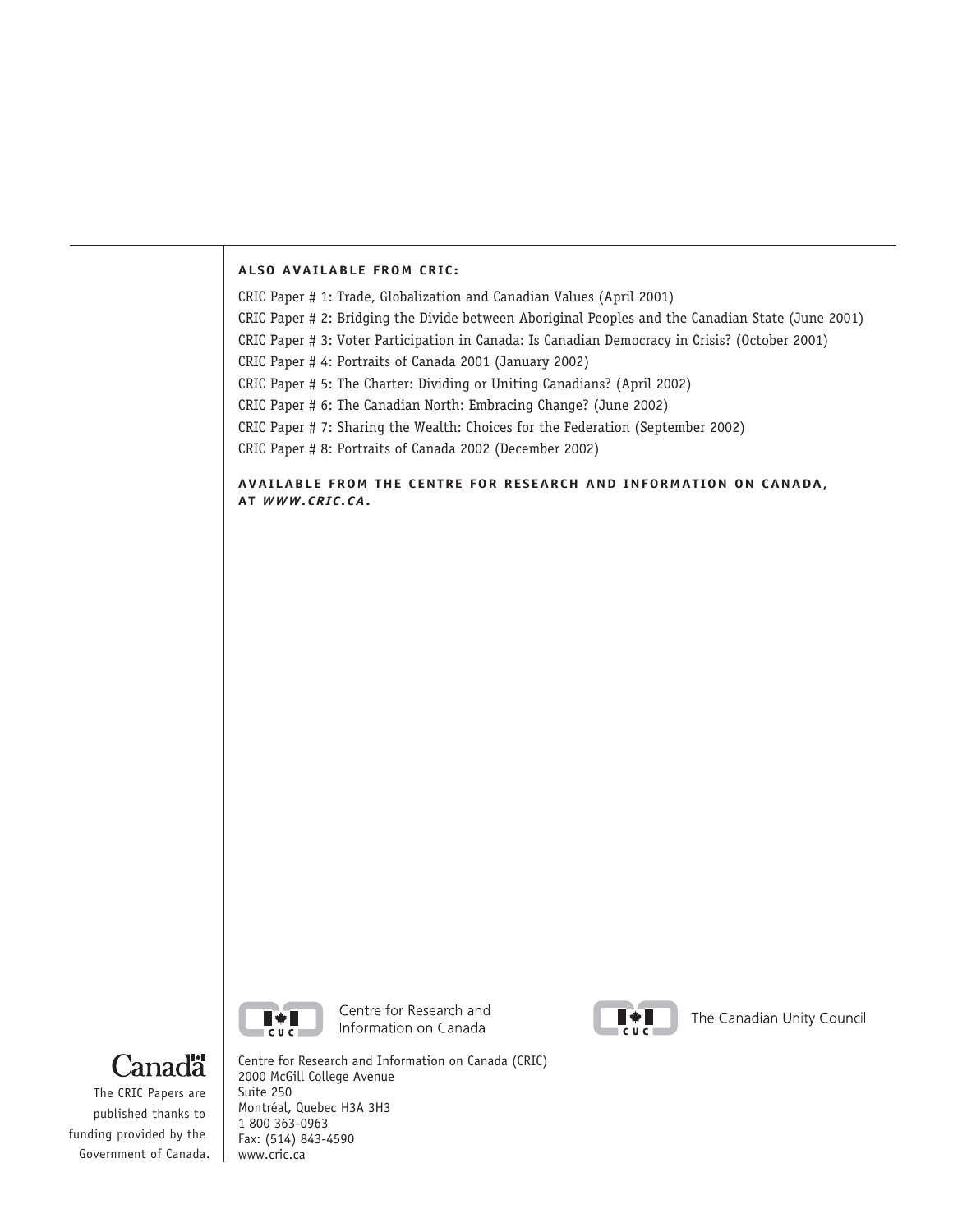**ALSO AVAILABLE FROM CRIC:**

CRIC Paper # 1: Trade, Globalization and Canadian Values (April 2001)

CRIC Paper # 2: Bridging the Divide between Aboriginal Peoples and the Canadian State (June 2001)

CRIC Paper # 3: Voter Participation in Canada: Is Canadian Democracy in Crisis? (October 2001)

CRIC Paper # 4: Portraits of Canada 2001 (January 2002)

CRIC Paper # 5: The Charter: Dividing or Uniting Canadians? (April 2002)

CRIC Paper # 6: The Canadian North: Embracing Change? (June 2002)

CRIC Paper # 7: Sharing the Wealth: Choices for the Federation (September 2002)

CRIC Paper # 8: Portraits of Canada 2002 (December 2002)

**AVAILABLE FROM THE CENTRE FOR RESEARCH AND INFORMATION ON CANADA, AT *WWW.CRIC.CA*.**

Centre for Research and Information on Canada

The Canadian Unity Council

Canada

The CRIC Papers are published thanks to funding provided by the Government of Canada.

Centre for Research and Information on Canada (CRIC)
2000 McGill College Avenue
Suite 250
Montréal, Quebec H3A 3H3
1 800 363-0963
Fax: (514) 843-4590
www.cric.ca